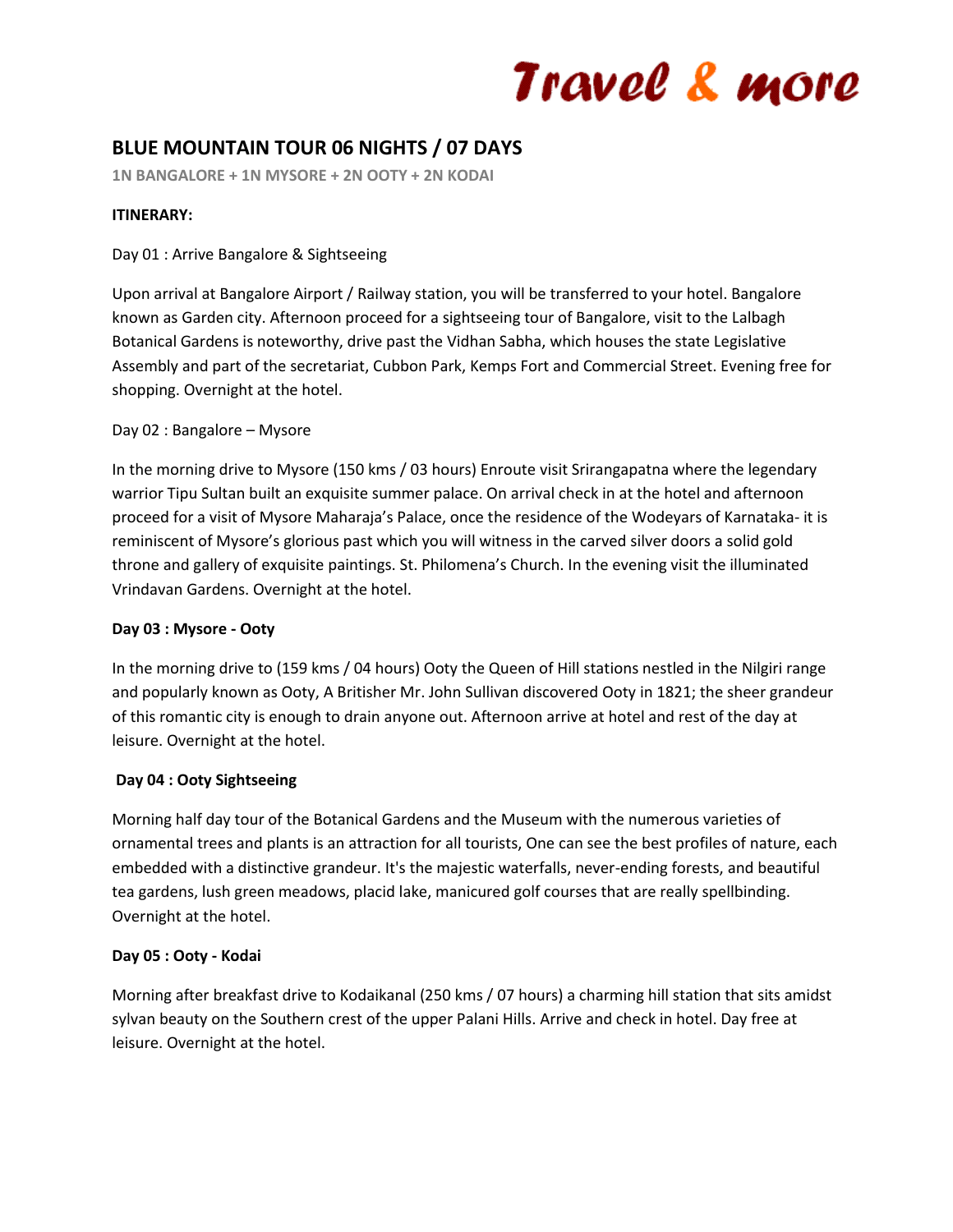Travel & more

## BLUE MOUNTAIN TOUR 06 NIGHTS / 07 DAYS

**1N BANGALORE + 1N MYSORE + 2N OOTY + 2N KODAI**

**ITINERARY:**

Day 01 : Arrive Bangalore & Sightseeing

Upon arrival at Bangalore Airport / Railway station, you will be transferred to your hotel. Bangalore known as Garden city. Afternoon proceed for a sightseeing tour of Bangalore, visit to the Lalbagh Botanical Gardens is noteworthy, drive past the Vidhan Sabha, which houses the state Legislative Assembly and part of the secretariat, Cubbon Park, Kemps Fort and Commercial Street. Evening free for shopping. Overnight at the hotel.

Day 02 : Bangalore – Mysore

In the morning drive to Mysore (150 kms / 03 hours) Enroute visit Srirangapatna where the legendary warrior Tipu Sultan built an exquisite summer palace. On arrival check in at the hotel and afternoon proceed for a visit of Mysore Maharaja's Palace, once the residence of the Wodeyars of Karnataka- it is reminiscent of Mysore's glorious past which you will witness in the carved silver doors a solid gold throne and gallery of exquisite paintings. St. Philomena's Church. In the evening visit the illuminated Vrindavan Gardens. Overnight at the hotel.

**Day 03 : Mysore - Ooty**

In the morning drive to (159 kms / 04 hours) Ooty the Queen of Hill stations nestled in the Nilgiri range and popularly known as Ooty, A Britisher Mr. John Sullivan discovered Ooty in 1821; the sheer grandeur of this romantic city is enough to drain anyone out. Afternoon arrive at hotel and rest of the day at leisure. Overnight at the hotel.

**Day 04 : Ooty Sightseeing**

Morning half day tour of the Botanical Gardens and the Museum with the numerous varieties of ornamental trees and plants is an attraction for all tourists, One can see the best profiles of nature, each embedded with a distinctive grandeur. It's the majestic waterfalls, never-ending forests, and beautiful tea gardens, lush green meadows, placid lake, manicured golf courses that are really spellbinding. Overnight at the hotel.

**Day 05 : Ooty - Kodai**

Morning after breakfast drive to Kodaikanal (250 kms / 07 hours) a charming hill station that sits amidst sylvan beauty on the Southern crest of the upper Palani Hills. Arrive and check in hotel. Day free at leisure. Overnight at the hotel.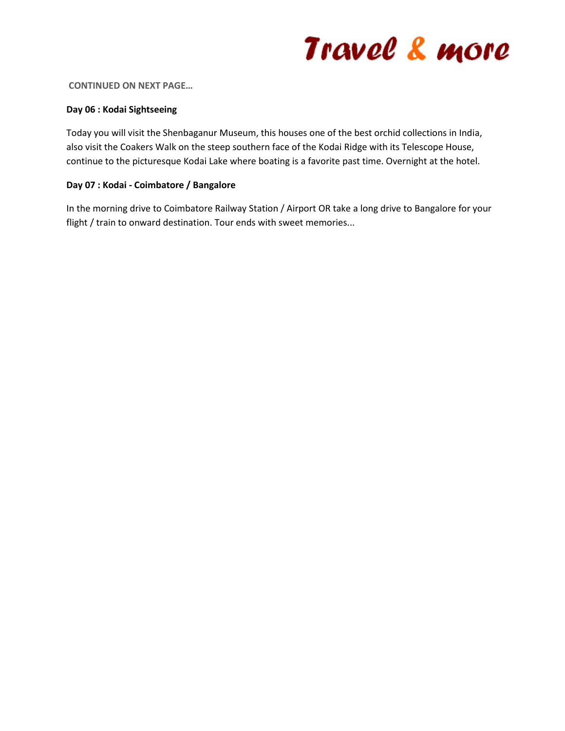**CONTINUED ON NEXT PAGE…**

**Day 06 : Kodai Sightseeing**

Today you will visit the Shenbaganur Museum, this houses one of the best orchid collections in India, also visit the Coakers Walk on the steep southern face of the Kodai Ridge with its Telescope House, continue to the picturesque Kodai Lake where boating is a favorite past time. Overnight at the hotel.

**Day 07 : Kodai - Coimbatore / Bangalore**

In the morning drive to Coimbatore Railway Station / Airport OR take a long drive to Bangalore for your flight / train to onward destination. Tour ends with sweet memories...